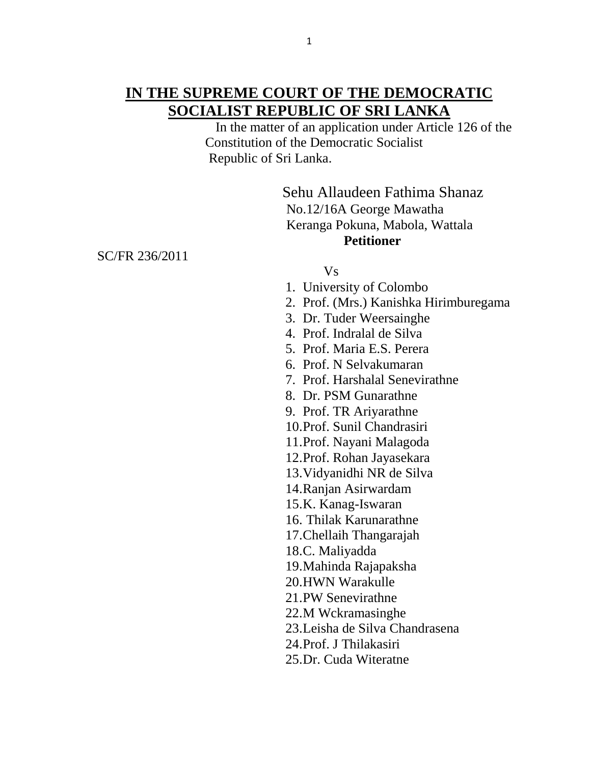# IN THE SUPREME COURT OF THE DEMOCRATIC SOCIALIST REPUBLIC OF SRI LANKA

In the matter of an application under Article 126 of the Constitution of the Democratic Socialist Republic of Sri Lanka.

Sehu Allaudeen Fathima Shanaz
No.12/16A George Mawatha
Keranga Pokuna, Mabola, Wattala

**Petitioner**

SC/FR 236/2011

Vs

1. University of Colombo
2. Prof. (Mrs.) Kanishka Hirimburegama
3. Dr. Tuder Weersainghe
4. Prof. Indralal de Silva
5. Prof. Maria E.S. Perera
6. Prof. N Selvakumaran
7. Prof. Harshalal Senevirathne
8. Dr. PSM Gunarathne
9. Prof. TR Ariyarathne
10. Prof. Sunil Chandrasiri
11. Prof. Nayani Malagoda
12. Prof. Rohan Jayasekara
13. Vidyanidhi NR de Silva
14. Ranjan Asirwardam
15. K. Kanag-Iswaran
16. Thilak Karunarathne
17. Chellaih Thangarajah
18. C. Maliyadda
19. Mahinda Rajapaksha
20. HWN Warakulle
21. PW Senevirathne
22. M Wckramasinghe
23. Leisha de Silva Chandrasena
24. Prof. J Thilakasiri
25. Dr. Cuda Witeratne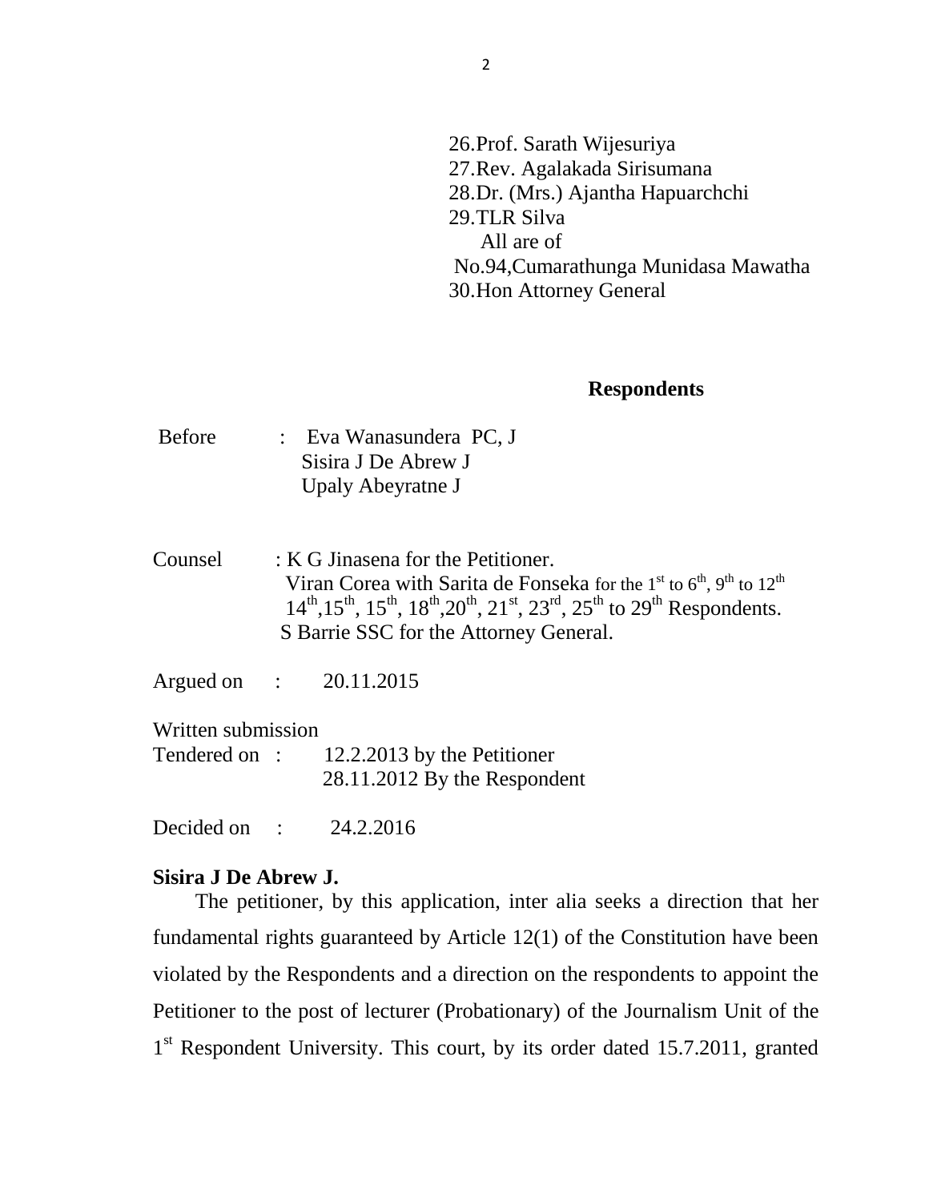26.Prof. Sarath Wijesuriya
27.Rev. Agalakada Sirisumana
28.Dr. (Mrs.) Ajantha Hapuarchchi
29.TLR Silva
All are of
No.94,Cumarathunga Munidasa Mawatha
30.Hon Attorney General

**Respondents**

Before : Eva Wanasundera PC, J
Sisira J De Abrew J
Upaly Abeyratne J

Counsel : K G Jinasena for the Petitioner.
Viran Corea with Sarita de Fonseka for the 1st to 6th, 9th to 12th 14th,15th, 15th, 18th,20th, 21st, 23rd, 25th to 29th Respondents.
S Barrie SSC for the Attorney General.

Argued on : 20.11.2015

Written submission
Tendered on : 12.2.2013 by the Petitioner
28.11.2012 By the Respondent

Decided on : 24.2.2016

**Sisira J De Abrew J.**

The petitioner, by this application, inter alia seeks a direction that her fundamental rights guaranteed by Article 12(1) of the Constitution have been violated by the Respondents and a direction on the respondents to appoint the Petitioner to the post of lecturer (Probationary) of the Journalism Unit of the 1st Respondent University. This court, by its order dated 15.7.2011, granted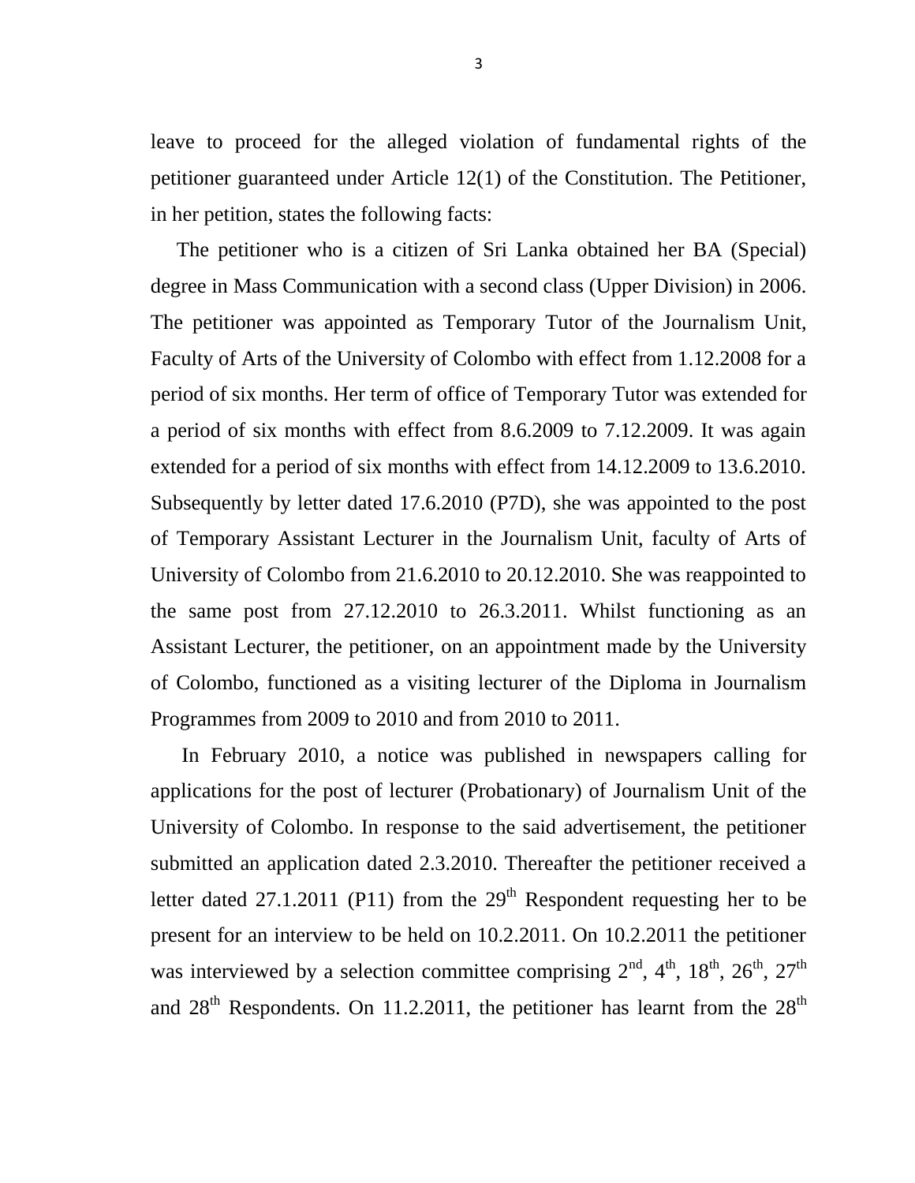leave to proceed for the alleged violation of fundamental rights of the petitioner guaranteed under Article 12(1) of the Constitution. The Petitioner, in her petition, states the following facts:

The petitioner who is a citizen of Sri Lanka obtained her BA (Special) degree in Mass Communication with a second class (Upper Division) in 2006. The petitioner was appointed as Temporary Tutor of the Journalism Unit, Faculty of Arts of the University of Colombo with effect from 1.12.2008 for a period of six months. Her term of office of Temporary Tutor was extended for a period of six months with effect from 8.6.2009 to 7.12.2009. It was again extended for a period of six months with effect from 14.12.2009 to 13.6.2010. Subsequently by letter dated 17.6.2010 (P7D), she was appointed to the post of Temporary Assistant Lecturer in the Journalism Unit, faculty of Arts of University of Colombo from 21.6.2010 to 20.12.2010. She was reappointed to the same post from 27.12.2010 to 26.3.2011. Whilst functioning as an Assistant Lecturer, the petitioner, on an appointment made by the University of Colombo, functioned as a visiting lecturer of the Diploma in Journalism Programmes from 2009 to 2010 and from 2010 to 2011.

In February 2010, a notice was published in newspapers calling for applications for the post of lecturer (Probationary) of Journalism Unit of the University of Colombo. In response to the said advertisement, the petitioner submitted an application dated 2.3.2010. Thereafter the petitioner received a letter dated 27.1.2011 (P11) from the 29th Respondent requesting her to be present for an interview to be held on 10.2.2011. On 10.2.2011 the petitioner was interviewed by a selection committee comprising 2nd, 4th, 18th, 26th, 27th and 28th Respondents. On 11.2.2011, the petitioner has learnt from the 28th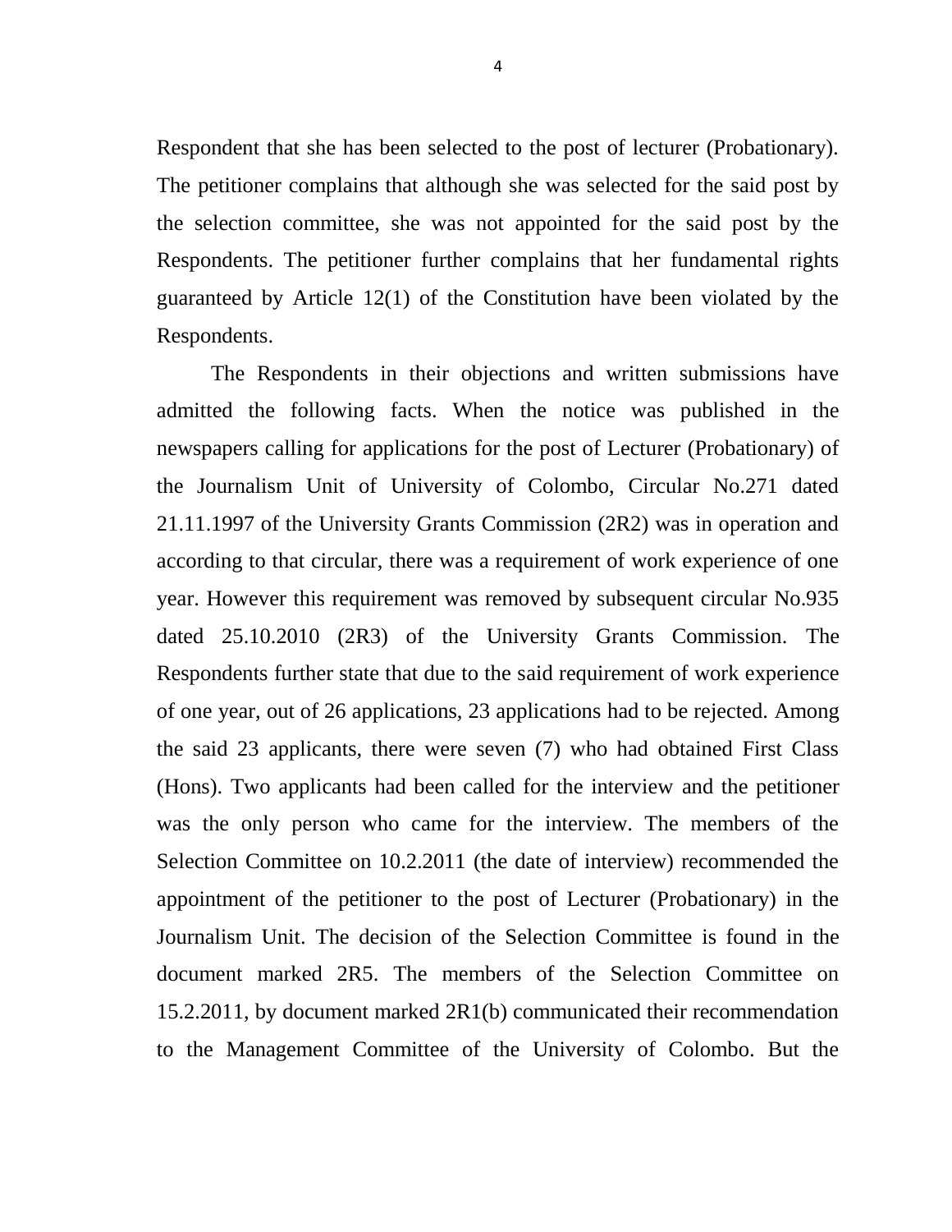Respondent that she has been selected to the post of lecturer (Probationary). The petitioner complains that although she was selected for the said post by the selection committee, she was not appointed for the said post by the Respondents. The petitioner further complains that her fundamental rights guaranteed by Article 12(1) of the Constitution have been violated by the Respondents.

The Respondents in their objections and written submissions have admitted the following facts. When the notice was published in the newspapers calling for applications for the post of Lecturer (Probationary) of the Journalism Unit of University of Colombo, Circular No.271 dated 21.11.1997 of the University Grants Commission (2R2) was in operation and according to that circular, there was a requirement of work experience of one year. However this requirement was removed by subsequent circular No.935 dated 25.10.2010 (2R3) of the University Grants Commission. The Respondents further state that due to the said requirement of work experience of one year, out of 26 applications, 23 applications had to be rejected. Among the said 23 applicants, there were seven (7) who had obtained First Class (Hons). Two applicants had been called for the interview and the petitioner was the only person who came for the interview. The members of the Selection Committee on 10.2.2011 (the date of interview) recommended the appointment of the petitioner to the post of Lecturer (Probationary) in the Journalism Unit. The decision of the Selection Committee is found in the document marked 2R5. The members of the Selection Committee on 15.2.2011, by document marked 2R1(b) communicated their recommendation to the Management Committee of the University of Colombo. But the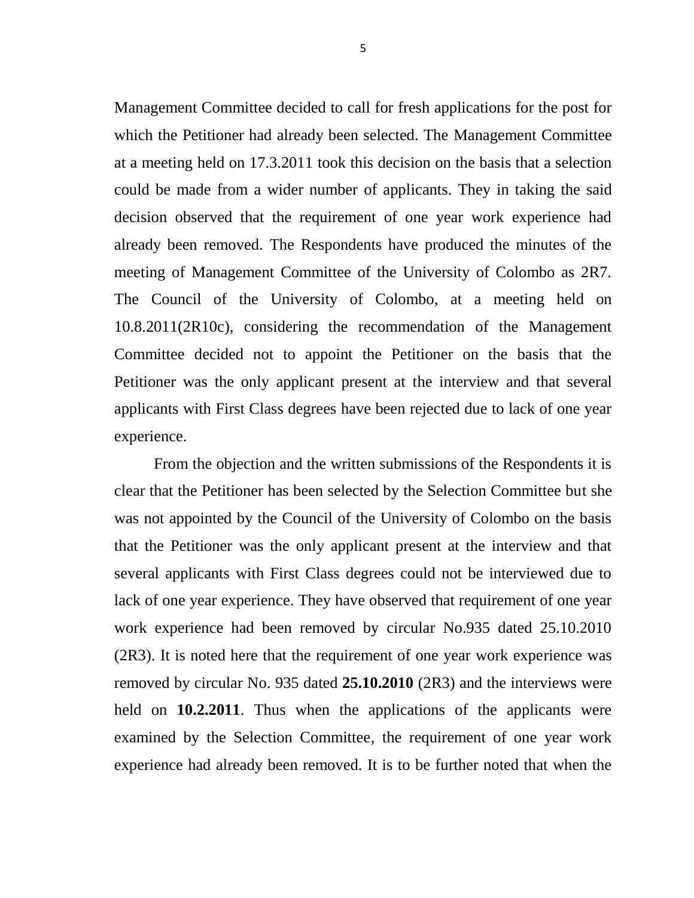Management Committee decided to call for fresh applications for the post for which the Petitioner had already been selected. The Management Committee at a meeting held on 17.3.2011 took this decision on the basis that a selection could be made from a wider number of applicants. They in taking the said decision observed that the requirement of one year work experience had already been removed. The Respondents have produced the minutes of the meeting of Management Committee of the University of Colombo as 2R7. The Council of the University of Colombo, at a meeting held on 10.8.2011(2R10c), considering the recommendation of the Management Committee decided not to appoint the Petitioner on the basis that the Petitioner was the only applicant present at the interview and that several applicants with First Class degrees have been rejected due to lack of one year experience.

From the objection and the written submissions of the Respondents it is clear that the Petitioner has been selected by the Selection Committee but she was not appointed by the Council of the University of Colombo on the basis that the Petitioner was the only applicant present at the interview and that several applicants with First Class degrees could not be interviewed due to lack of one year experience. They have observed that requirement of one year work experience had been removed by circular No.935 dated 25.10.2010 (2R3). It is noted here that the requirement of one year work experience was removed by circular No. 935 dated **25.10.2010** (2R3) and the interviews were held on **10.2.2011**. Thus when the applications of the applicants were examined by the Selection Committee, the requirement of one year work experience had already been removed. It is to be further noted that when the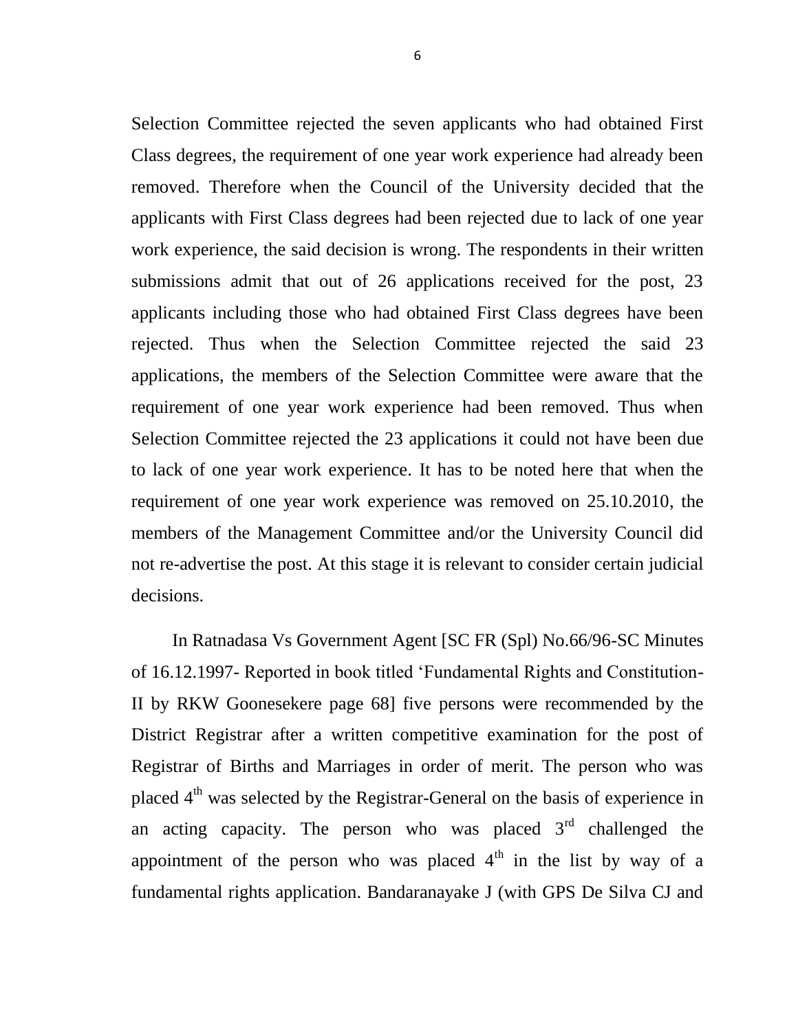Selection Committee rejected the seven applicants who had obtained First Class degrees, the requirement of one year work experience had already been removed. Therefore when the Council of the University decided that the applicants with First Class degrees had been rejected due to lack of one year work experience, the said decision is wrong. The respondents in their written submissions admit that out of 26 applications received for the post, 23 applicants including those who had obtained First Class degrees have been rejected. Thus when the Selection Committee rejected the said 23 applications, the members of the Selection Committee were aware that the requirement of one year work experience had been removed. Thus when Selection Committee rejected the 23 applications it could not have been due to lack of one year work experience. It has to be noted here that when the requirement of one year work experience was removed on 25.10.2010, the members of the Management Committee and/or the University Council did not re-advertise the post. At this stage it is relevant to consider certain judicial decisions.

In Ratnadasa Vs Government Agent [SC FR (Spl) No.66/96-SC Minutes of 16.12.1997- Reported in book titled 'Fundamental Rights and Constitution-II by RKW Goonesekere page 68] five persons were recommended by the District Registrar after a written competitive examination for the post of Registrar of Births and Marriages in order of merit. The person who was placed 4th was selected by the Registrar-General on the basis of experience in an acting capacity. The person who was placed 3rd challenged the appointment of the person who was placed 4th in the list by way of a fundamental rights application. Bandaranayake J (with GPS De Silva CJ and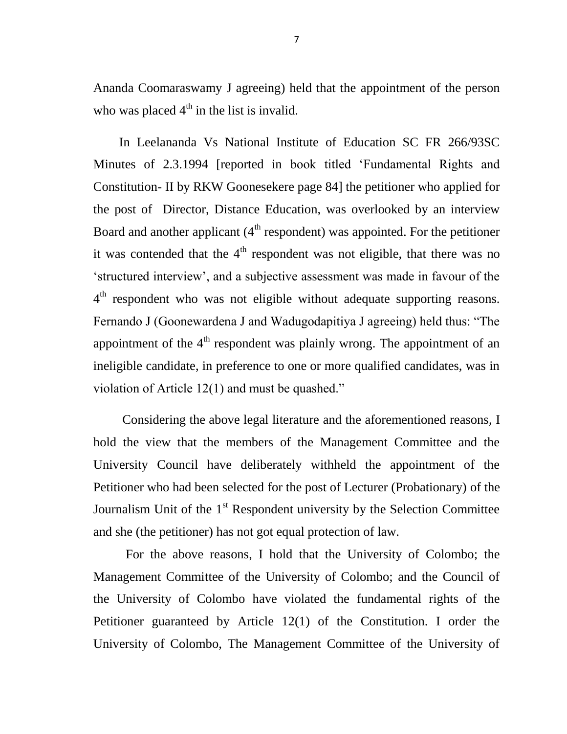Ananda Coomaraswamy J agreeing) held that the appointment of the person who was placed 4th in the list is invalid.

In Leelananda Vs National Institute of Education SC FR 266/93SC Minutes of 2.3.1994 [reported in book titled 'Fundamental Rights and Constitution- II by RKW Goonesekere page 84] the petitioner who applied for the post of Director, Distance Education, was overlooked by an interview Board and another applicant (4th respondent) was appointed. For the petitioner it was contended that the 4th respondent was not eligible, that there was no 'structured interview', and a subjective assessment was made in favour of the 4th respondent who was not eligible without adequate supporting reasons. Fernando J (Goonewardena J and Wadugodapitiya J agreeing) held thus: "The appointment of the 4th respondent was plainly wrong. The appointment of an ineligible candidate, in preference to one or more qualified candidates, was in violation of Article 12(1) and must be quashed."

Considering the above legal literature and the aforementioned reasons, I hold the view that the members of the Management Committee and the University Council have deliberately withheld the appointment of the Petitioner who had been selected for the post of Lecturer (Probationary) of the Journalism Unit of the 1st Respondent university by the Selection Committee and she (the petitioner) has not got equal protection of law.

For the above reasons, I hold that the University of Colombo; the Management Committee of the University of Colombo; and the Council of the University of Colombo have violated the fundamental rights of the Petitioner guaranteed by Article 12(1) of the Constitution. I order the University of Colombo, The Management Committee of the University of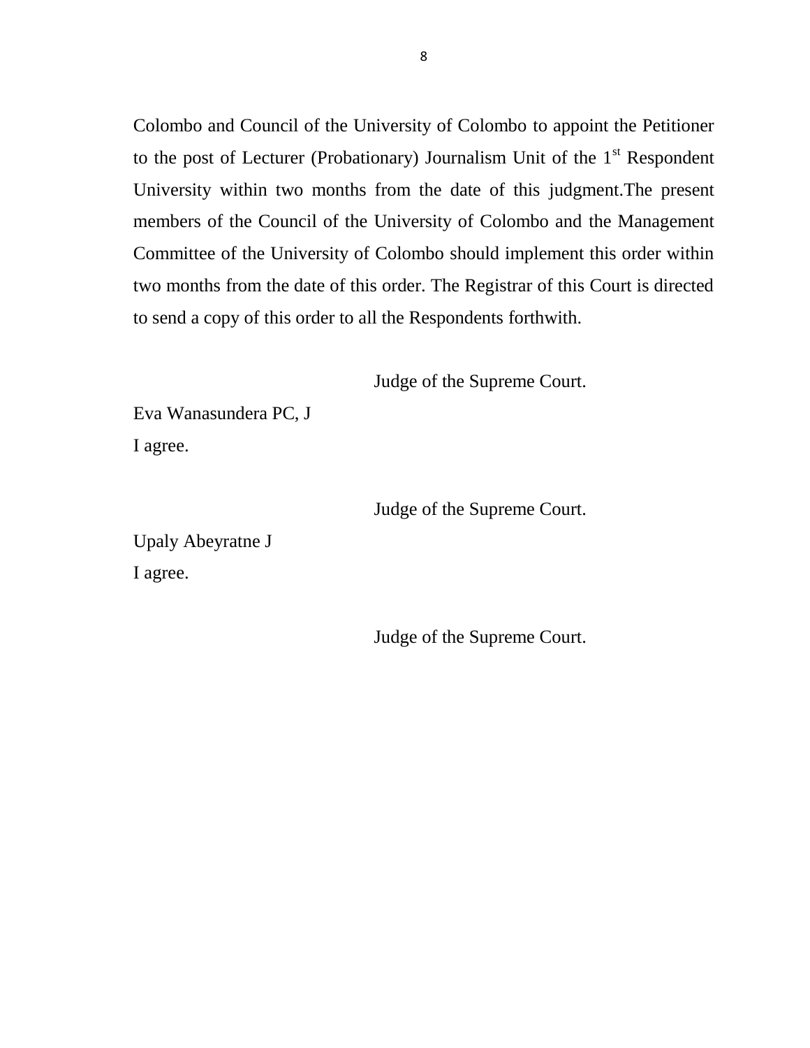Colombo and Council of the University of Colombo to appoint the Petitioner to the post of Lecturer (Probationary) Journalism Unit of the 1st Respondent University within two months from the date of this judgment.The present members of the Council of the University of Colombo and the Management Committee of the University of Colombo should implement this order within two months from the date of this order. The Registrar of this Court is directed to send a copy of this order to all the Respondents forthwith.

Judge of the Supreme Court.

Eva Wanasundera PC, J

I agree.

Judge of the Supreme Court.

Upaly Abeyratne J

I agree.

Judge of the Supreme Court.